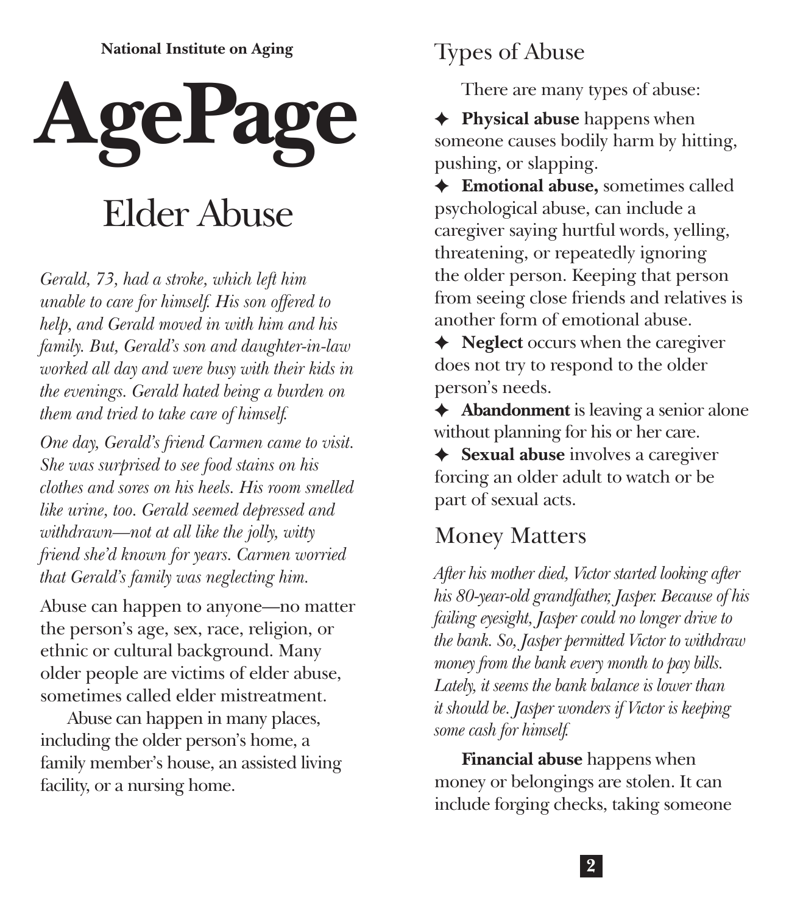**National Institute on Aging**

# AgePage

## Elder Abuse

*Gerald, 73, had a stroke, which left him unable to care for himself. His son offered to help, and Gerald moved in with him and his family. But, Gerald's son and daughter-in-law worked all day and were busy with their kids in the evenings. Gerald hated being a burden on them and tried to take care of himself.*

*One day, Gerald's friend Carmen came to visit. She was surprised to see food stains on his clothes and sores on his heels. His room smelled like urine, too. Gerald seemed depressed and withdrawn—not at all like the jolly, witty friend she'd known for years. Carmen worried that Gerald's family was neglecting him.*

Abuse can happen to anyone—no matter the person's age, sex, race, religion, or ethnic or cultural background. Many older people are victims of elder abuse, sometimes called elder mistreatment.

Abuse can happen in many places, including the older person's home, a family member's house, an assisted living facility, or a nursing home.

## Types of Abuse

There are many types of abuse:

- **Physical abuse** happens when someone causes bodily harm by hitting, pushing, or slapping.
- **Emotional abuse,** sometimes called psychological abuse, can include a caregiver saying hurtful words, yelling, threatening, or repeatedly ignoring the older person. Keeping that person from seeing close friends and relatives is another form of emotional abuse.
- **Neglect** occurs when the caregiver does not try to respond to the older person's needs.
- **Abandonment** is leaving a senior alone without planning for his or her care.
- **Sexual abuse** involves a caregiver forcing an older adult to watch or be part of sexual acts.

## Money Matters

*After his mother died, Victor started looking after his 80-year-old grandfather, Jasper. Because of his failing eyesight, Jasper could no longer drive to the bank. So, Jasper permitted Victor to withdraw money from the bank every month to pay bills. Lately, it seems the bank balance is lower than it should be. Jasper wonders if Victor is keeping some cash for himself.*

**Financial abuse** happens when money or belongings are stolen. It can include forging checks, taking someone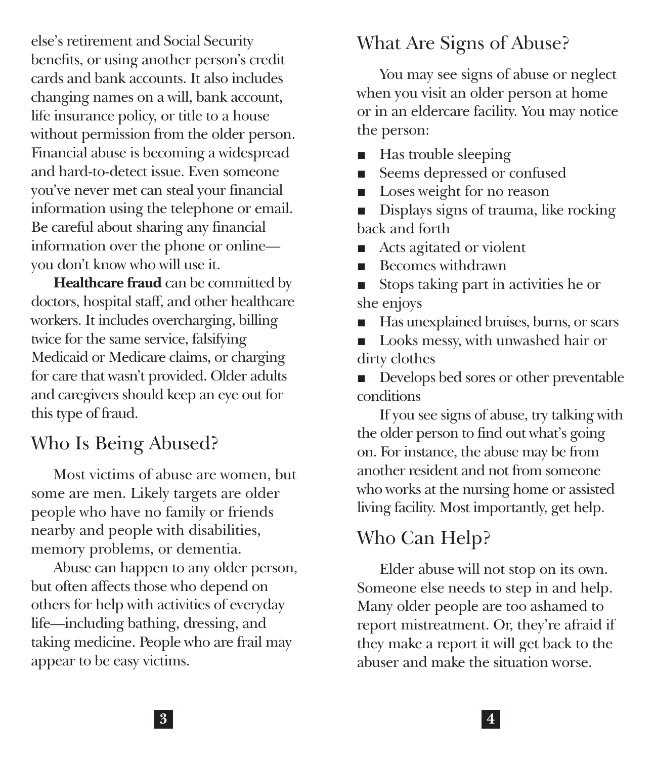else's retirement and Social Security benefits, or using another person's credit cards and bank accounts. It also includes changing names on a will, bank account, life insurance policy, or title to a house without permission from the older person. Financial abuse is becoming a widespread and hard-to-detect issue. Even someone you've never met can steal your financial information using the telephone or email. Be careful about sharing any financial information over the phone or online—you don't know who will use it.

**Healthcare fraud** can be committed by doctors, hospital staff, and other healthcare workers. It includes overcharging, billing twice for the same service, falsifying Medicaid or Medicare claims, or charging for care that wasn't provided. Older adults and caregivers should keep an eye out for this type of fraud.

## Who Is Being Abused?

Most victims of abuse are women, but some are men. Likely targets are older people who have no family or friends nearby and people with disabilities, memory problems, or dementia.

Abuse can happen to any older person, but often affects those who depend on others for help with activities of everyday life—including bathing, dressing, and taking medicine. People who are frail may appear to be easy victims.

## What Are Signs of Abuse?

You may see signs of abuse or neglect when you visit an older person at home or in an eldercare facility. You may notice the person:

- Has trouble sleeping
- Seems depressed or confused
- Loses weight for no reason
- Displays signs of trauma, like rocking back and forth
- Acts agitated or violent
- Becomes withdrawn
- Stops taking part in activities he or she enjoys
- Has unexplained bruises, burns, or scars
- Looks messy, with unwashed hair or dirty clothes
- Develops bed sores or other preventable conditions

If you see signs of abuse, try talking with the older person to find out what's going on. For instance, the abuse may be from another resident and not from someone who works at the nursing home or assisted living facility. Most importantly, get help.

## Who Can Help?

Elder abuse will not stop on its own. Someone else needs to step in and help. Many older people are too ashamed to report mistreatment. Or, they're afraid if they make a report it will get back to the abuser and make the situation worse.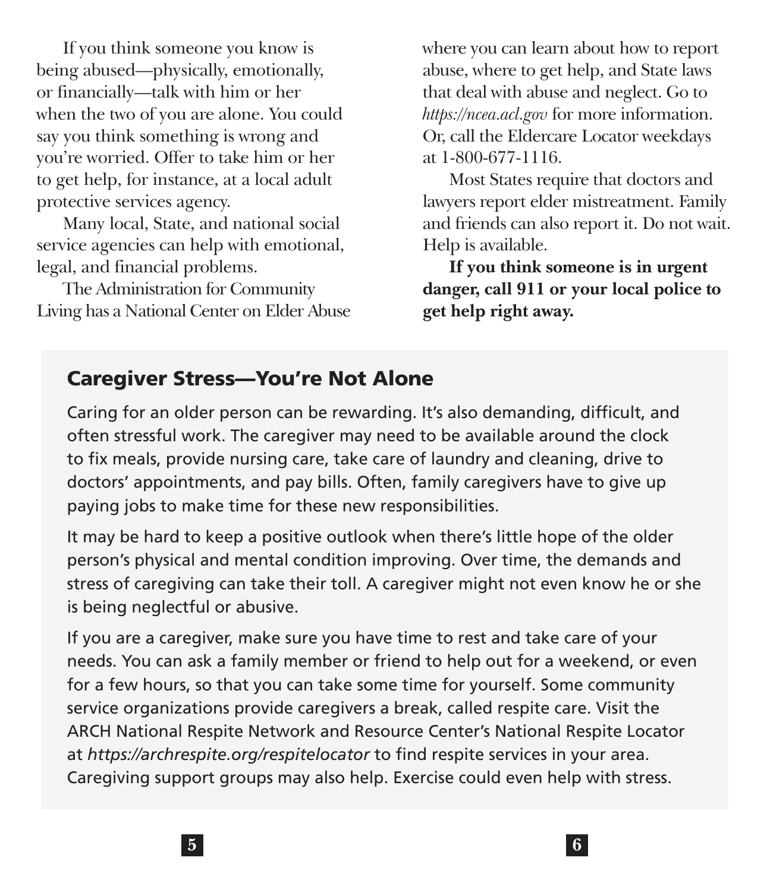If you think someone you know is being abused—physically, emotionally, or financially—talk with him or her when the two of you are alone. You could say you think something is wrong and you're worried. Offer to take him or her to get help, for instance, at a local adult protective services agency.

Many local, State, and national social service agencies can help with emotional, legal, and financial problems.

The Administration for Community Living has a National Center on Elder Abuse where you can learn about how to report abuse, where to get help, and State laws that deal with abuse and neglect. Go to *https://ncea.acl.gov* for more information. Or, call the Eldercare Locator weekdays at 1-800-677-1116.

Most States require that doctors and lawyers report elder mistreatment. Family and friends can also report it. Do not wait. Help is available.

**If you think someone is in urgent danger, call 911 or your local police to get help right away.**

## Caregiver Stress—You're Not Alone

Caring for an older person can be rewarding. It's also demanding, difficult, and often stressful work. The caregiver may need to be available around the clock to fix meals, provide nursing care, take care of laundry and cleaning, drive to doctors' appointments, and pay bills. Often, family caregivers have to give up paying jobs to make time for these new responsibilities.

It may be hard to keep a positive outlook when there's little hope of the older person's physical and mental condition improving. Over time, the demands and stress of caregiving can take their toll. A caregiver might not even know he or she is being neglectful or abusive.

If you are a caregiver, make sure you have time to rest and take care of your needs. You can ask a family member or friend to help out for a weekend, or even for a few hours, so that you can take some time for yourself. Some community service organizations provide caregivers a break, called respite care. Visit the ARCH National Respite Network and Resource Center's National Respite Locator at *https://archrespite.org/respitelocator* to find respite services in your area. Caregiving support groups may also help. Exercise could even help with stress.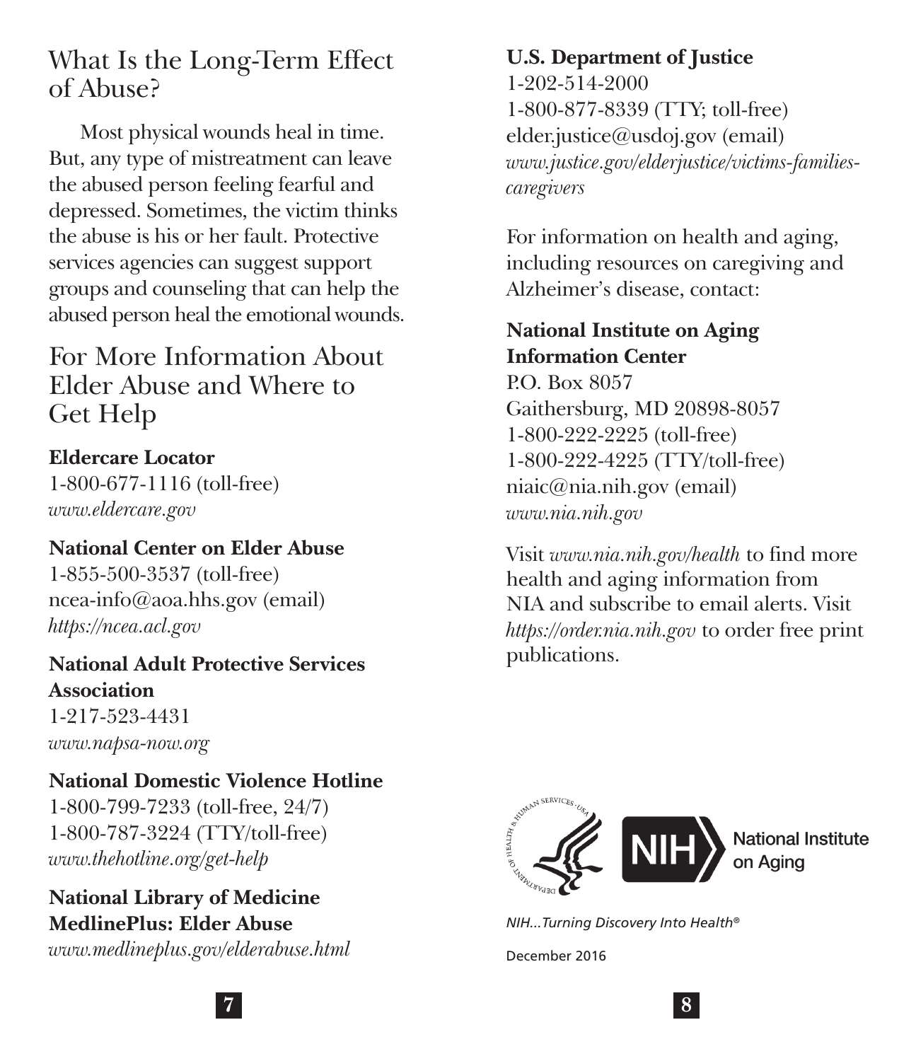## What Is the Long-Term Effect of Abuse?

Most physical wounds heal in time. But, any type of mistreatment can leave the abused person feeling fearful and depressed. Sometimes, the victim thinks the abuse is his or her fault. Protective services agencies can suggest support groups and counseling that can help the abused person heal the emotional wounds.

## For More Information About Elder Abuse and Where to Get Help

**Eldercare Locator**
1-800-677-1116 (toll-free)
*www.eldercare.gov*

**National Center on Elder Abuse**
1-855-500-3537 (toll-free)
ncea-info@aoa.hhs.gov (email)
*https://ncea.acl.gov*

**National Adult Protective Services Association**
1-217-523-4431
*www.napsa-now.org*

**National Domestic Violence Hotline**
1-800-799-7233 (toll-free, 24/7)
1-800-787-3224 (TTY/toll-free)
*www.thehotline.org/get-help*

**National Library of Medicine MedlinePlus: Elder Abuse**
*www.medlineplus.gov/elderabuse.html*

**U.S. Department of Justice**
1-202-514-2000
1-800-877-8339 (TTY; toll-free)
elder.justice@usdoj.gov (email)
*www.justice.gov/elderjustice/victims-families-caregivers*

For information on health and aging, including resources on caregiving and Alzheimer's disease, contact:

**National Institute on Aging Information Center**
P.O. Box 8057
Gaithersburg, MD 20898-8057
1-800-222-2225 (toll-free)
1-800-222-4225 (TTY/toll-free)
niaic@nia.nih.gov (email)
*www.nia.nih.gov*

Visit *www.nia.nih.gov/health* to find more health and aging information from NIA and subscribe to email alerts. Visit *https://order.nia.nih.gov* to order free print publications.

National Institute on Aging

*NIH...Turning Discovery Into Health®*

December 2016